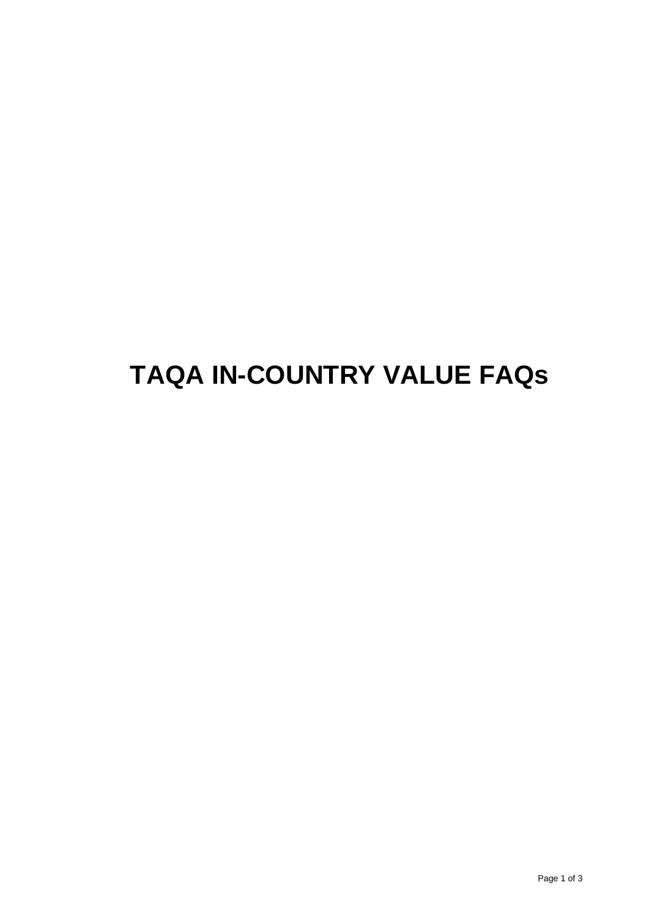# TAQA IN-COUNTRY VALUE FAQs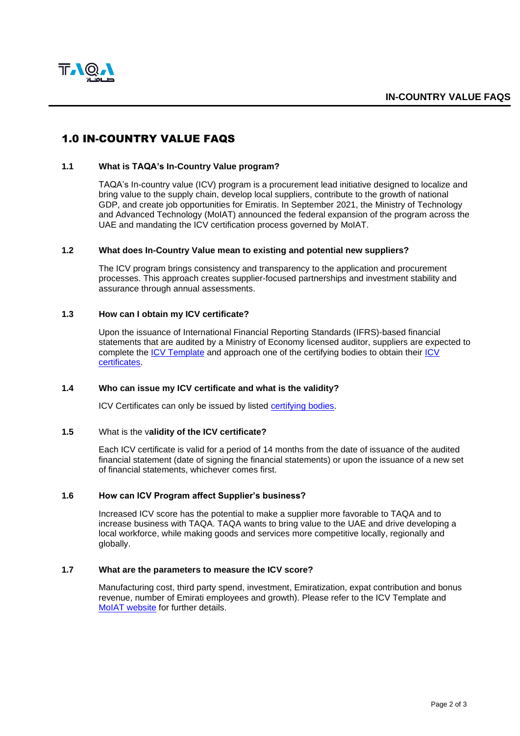# 1.0 IN-COUNTRY VALUE FAQS

### 1.1 What is TAQA's In-Country Value program?

TAQA's In-country value (ICV) program is a procurement lead initiative designed to localize and bring value to the supply chain, develop local suppliers, contribute to the growth of national GDP, and create job opportunities for Emiratis. In September 2021, the Ministry of Technology and Advanced Technology (MoIAT) announced the federal expansion of the program across the UAE and mandating the ICV certification process governed by MoIAT.

### 1.2 What does In-Country Value mean to existing and potential new suppliers?

The ICV program brings consistency and transparency to the application and procurement processes. This approach creates supplier-focused partnerships and investment stability and assurance through annual assessments.

### 1.3 How can I obtain my ICV certificate?

Upon the issuance of International Financial Reporting Standards (IFRS)-based financial statements that are audited by a Ministry of Economy licensed auditor, suppliers are expected to complete the ICV Template and approach one of the certifying bodies to obtain their ICV certificates.

### 1.4 Who can issue my ICV certificate and what is the validity?

ICV Certificates can only be issued by listed certifying bodies.

### 1.5 What is the validity of the ICV certificate?

Each ICV certificate is valid for a period of 14 months from the date of issuance of the audited financial statement (date of signing the financial statements) or upon the issuance of a new set of financial statements, whichever comes first.

### 1.6 How can ICV Program affect Supplier's business?

Increased ICV score has the potential to make a supplier more favorable to TAQA and to increase business with TAQA. TAQA wants to bring value to the UAE and drive developing a local workforce, while making goods and services more competitive locally, regionally and globally.

### 1.7 What are the parameters to measure the ICV score?

Manufacturing cost, third party spend, investment, Emiratization, expat contribution and bonus revenue, number of Emirati employees and growth). Please refer to the ICV Template and MoIAT website for further details.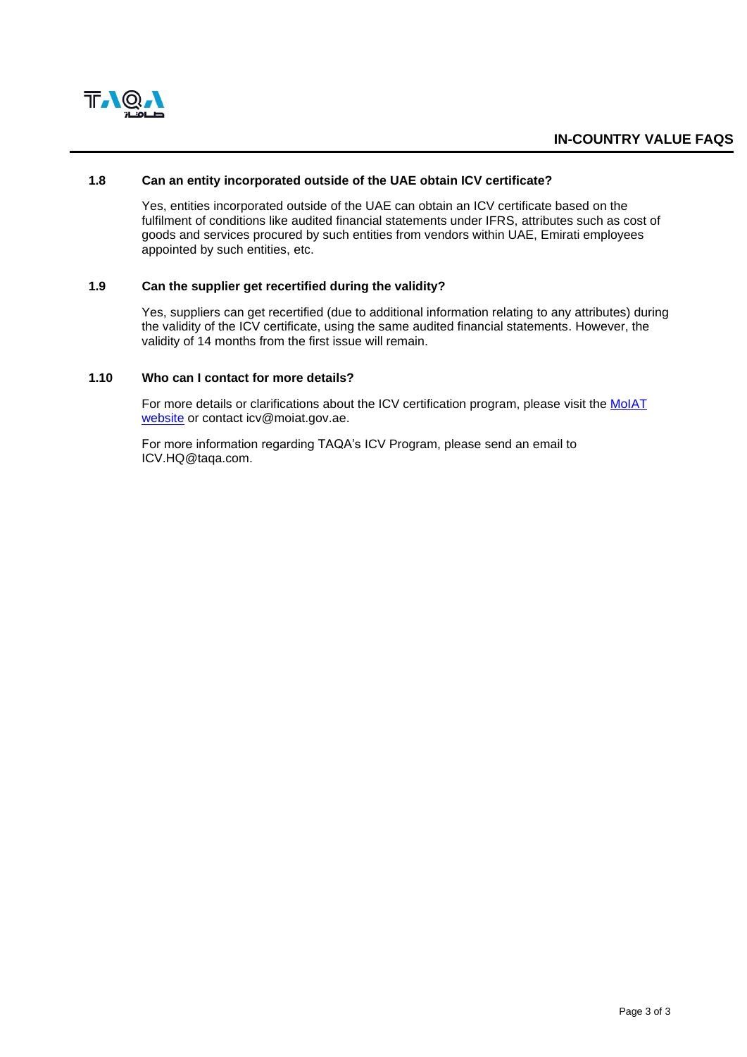### 1.8 Can an entity incorporated outside of the UAE obtain ICV certificate?

Yes, entities incorporated outside of the UAE can obtain an ICV certificate based on the fulfilment of conditions like audited financial statements under IFRS, attributes such as cost of goods and services procured by such entities from vendors within UAE, Emirati employees appointed by such entities, etc.

### 1.9 Can the supplier get recertified during the validity?

Yes, suppliers can get recertified (due to additional information relating to any attributes) during the validity of the ICV certificate, using the same audited financial statements. However, the validity of 14 months from the first issue will remain.

### 1.10 Who can I contact for more details?

For more details or clarifications about the ICV certification program, please visit the MoIAT website or contact icv@moiat.gov.ae.

For more information regarding TAQA's ICV Program, please send an email to ICV.HQ@taqa.com.